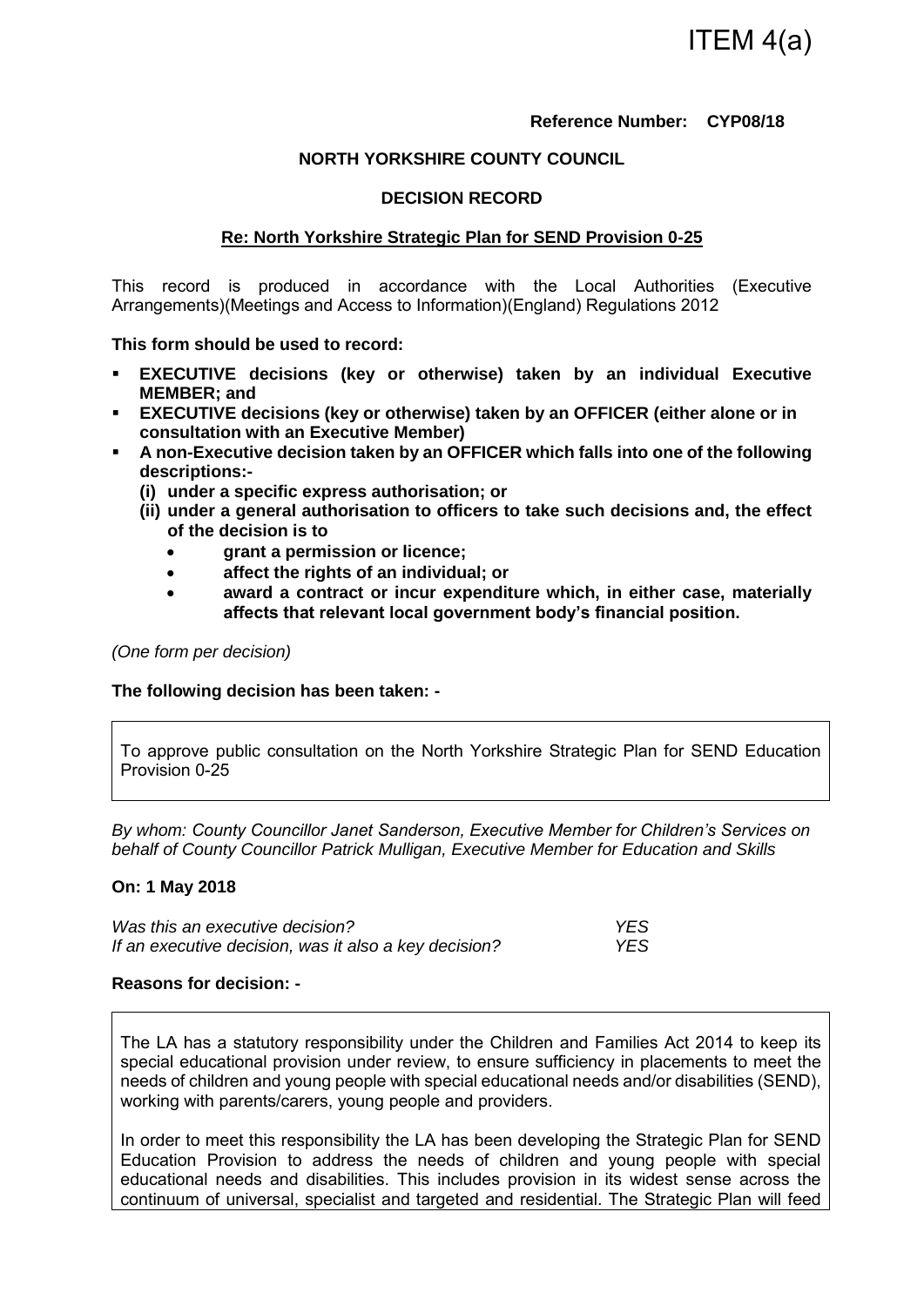ITEM 4(a)

**Reference Number: CYP08/18**

**NORTH YORKSHIRE COUNTY COUNCIL**

**DECISION RECORD**

**Re: North Yorkshire Strategic Plan for SEND Provision 0-25**

This record is produced in accordance with the Local Authorities (Executive Arrangements)(Meetings and Access to Information)(England) Regulations 2012

**This form should be used to record:**

- **EXECUTIVE decisions (key or otherwise) taken by an individual Executive MEMBER; and**
- **EXECUTIVE decisions (key or otherwise) taken by an OFFICER (either alone or in consultation with an Executive Member)**
- **A non-Executive decision taken by an OFFICER which falls into one of the following descriptions:-**
  - **(i) under a specific express authorisation; or**
  - **(ii) under a general authorisation to officers to take such decisions and, the effect of the decision is to**
    - **grant a permission or licence;**
    - **affect the rights of an individual; or**
    - **award a contract or incur expenditure which, in either case, materially affects that relevant local government body's financial position.**

*(One form per decision)*

**The following decision has been taken: -**

To approve public consultation on the North Yorkshire Strategic Plan for SEND Education Provision 0-25

*By whom: County Councillor Janet Sanderson, Executive Member for Children's Services on behalf of County Councillor Patrick Mulligan, Executive Member for Education and Skills*

**On: 1 May 2018**

| | |
|---|---|
| *Was this an executive decision?* | *YES* |
| *If an executive decision, was it also a key decision?* | *YES* |

**Reasons for decision: -**

The LA has a statutory responsibility under the Children and Families Act 2014 to keep its special educational provision under review, to ensure sufficiency in placements to meet the needs of children and young people with special educational needs and/or disabilities (SEND), working with parents/carers, young people and providers.

In order to meet this responsibility the LA has been developing the Strategic Plan for SEND Education Provision to address the needs of children and young people with special educational needs and disabilities. This includes provision in its widest sense across the continuum of universal, specialist and targeted and residential. The Strategic Plan will feed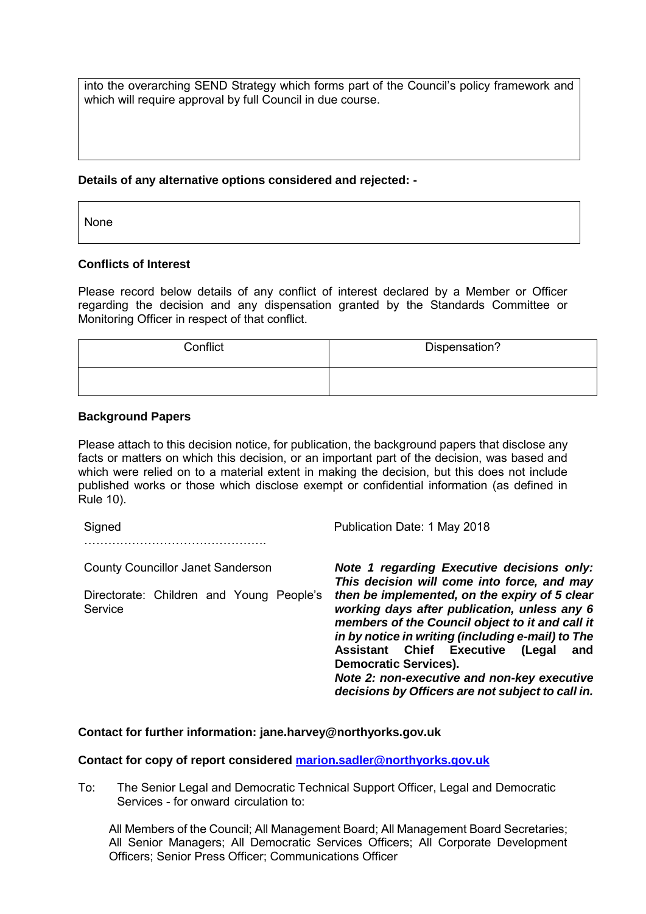into the overarching SEND Strategy which forms part of the Council's policy framework and which will require approval by full Council in due course.

**Details of any alternative options considered and rejected: -**

None

**Conflicts of Interest**

Please record below details of any conflict of interest declared by a Member or Officer regarding the decision and any dispensation granted by the Standards Committee or Monitoring Officer in respect of that conflict.

| Conflict | Dispensation? |
| --- | --- |
| | |

**Background Papers**

Please attach to this decision notice, for publication, the background papers that disclose any facts or matters on which this decision, or an important part of the decision, was based and which were relied on to a material extent in making the decision, but this does not include published works or those which disclose exempt or confidential information (as defined in Rule 10).

Signed ……………………………………….

County Councillor Janet Sanderson

Directorate: Children and Young People's Service

Publication Date: 1 May 2018

***Note 1 regarding Executive decisions only: This decision will come into force, and may then be implemented, on the expiry of 5 clear working days after publication, unless any 6 members of the Council object to it and call it in by notice in writing (including e-mail) to The Assistant Chief Executive (Legal and Democratic Services).***
***Note 2: non-executive and non-key executive decisions by Officers are not subject to call in.***

**Contact for further information: jane.harvey@northyorks.gov.uk**

**Contact for copy of report considered marion.sadler@northyorks.gov.uk**

To: The Senior Legal and Democratic Technical Support Officer, Legal and Democratic Services - for onward circulation to:

All Members of the Council; All Management Board; All Management Board Secretaries; All Senior Managers; All Democratic Services Officers; All Corporate Development Officers; Senior Press Officer; Communications Officer